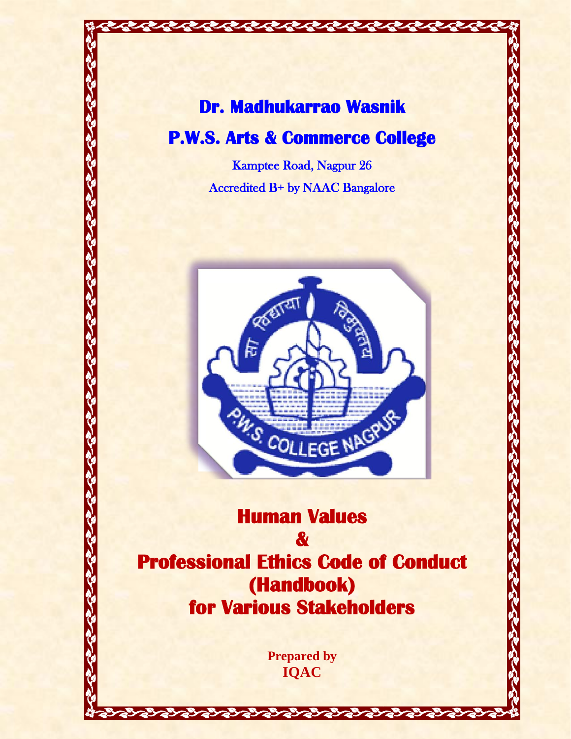# Dr. Madhukarrao Wasnik

# P.W.S. Arts & Commerce College

Kamptee Road, Nagpur 26

Accredited B+ by NAAC Bangalore

# Human Values & Professional Ethics Code of Conduct (Handbook) for Various Stakeholders

**Prepared by**
**IQAC**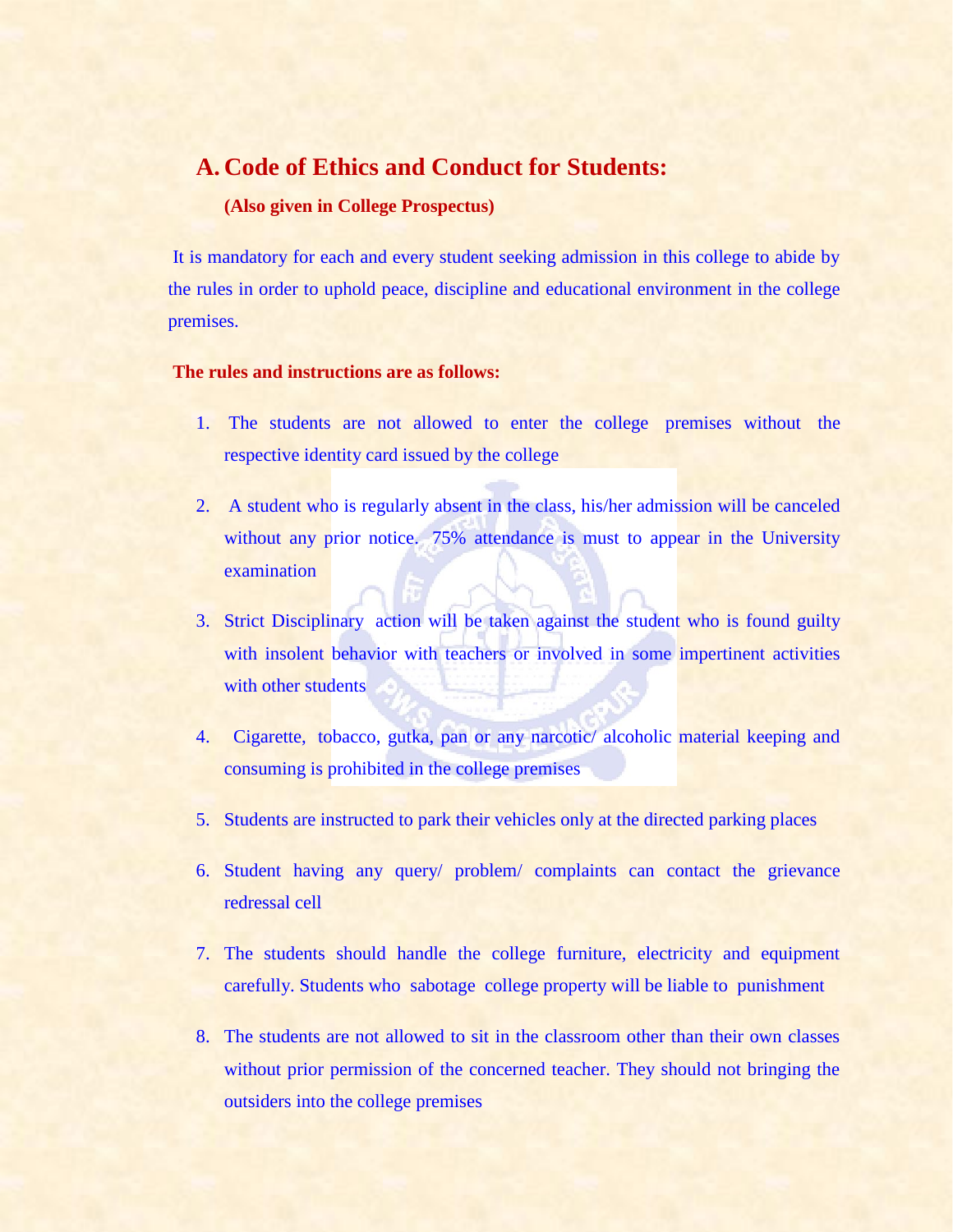## A. Code of Ethics and Conduct for Students:

**(Also given in College Prospectus)**

It is mandatory for each and every student seeking admission in this college to abide by the rules in order to uphold peace, discipline and educational environment in the college premises.

**The rules and instructions are as follows:**

1. The students are not allowed to enter the college premises without the respective identity card issued by the college
2. A student who is regularly absent in the class, his/her admission will be canceled without any prior notice. 75% attendance is must to appear in the University examination
3. Strict Disciplinary action will be taken against the student who is found guilty with insolent behavior with teachers or involved in some impertinent activities with other students
4. Cigarette, tobacco, gutka, pan or any narcotic/ alcoholic material keeping and consuming is prohibited in the college premises
5. Students are instructed to park their vehicles only at the directed parking places
6. Student having any query/ problem/ complaints can contact the grievance redressal cell
7. The students should handle the college furniture, electricity and equipment carefully. Students who sabotage college property will be liable to punishment
8. The students are not allowed to sit in the classroom other than their own classes without prior permission of the concerned teacher. They should not bringing the outsiders into the college premises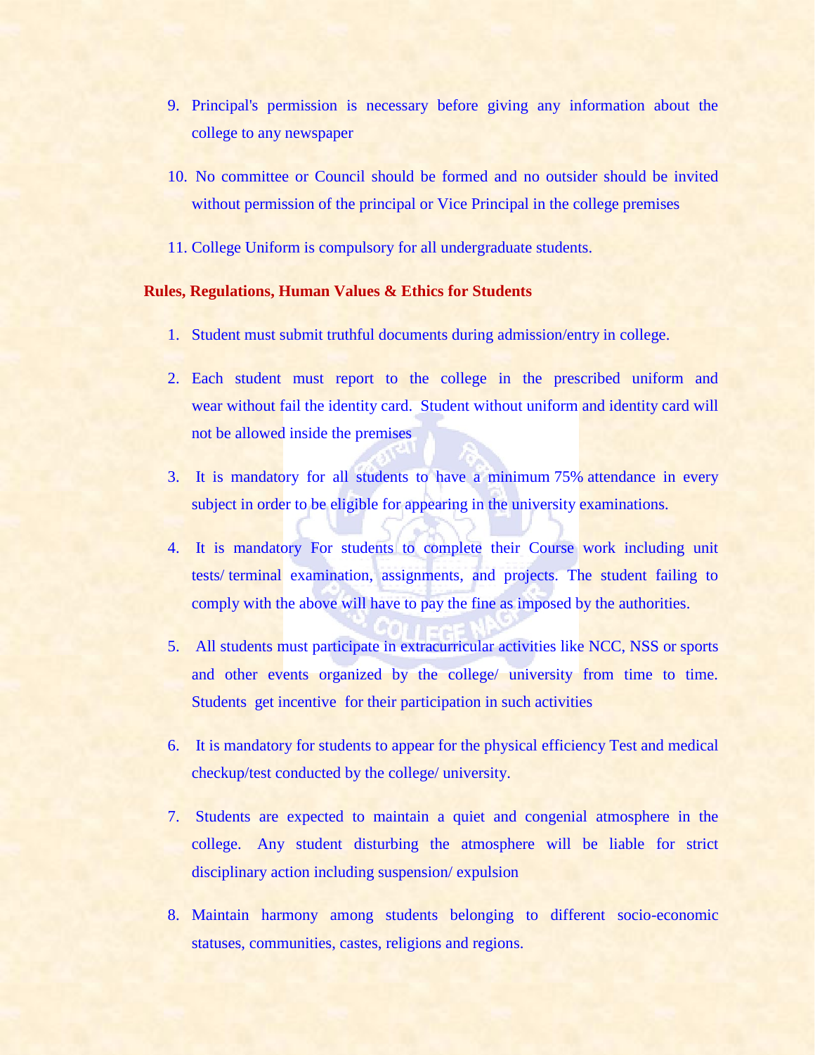9. Principal's permission is necessary before giving any information about the college to any newspaper

10. No committee or Council should be formed and no outsider should be invited without permission of the principal or Vice Principal in the college premises

11. College Uniform is compulsory for all undergraduate students.

**Rules, Regulations, Human Values & Ethics for Students**

1. Student must submit truthful documents during admission/entry in college.

2. Each student must report to the college in the prescribed uniform and wear without fail the identity card. Student without uniform and identity card will not be allowed inside the premises

3. It is mandatory for all students to have a minimum 75% attendance in every subject in order to be eligible for appearing in the university examinations.

4. It is mandatory For students to complete their Course work including unit tests/ terminal examination, assignments, and projects. The student failing to comply with the above will have to pay the fine as imposed by the authorities.

5. All students must participate in extracurricular activities like NCC, NSS or sports and other events organized by the college/ university from time to time. Students get incentive for their participation in such activities

6. It is mandatory for students to appear for the physical efficiency Test and medical checkup/test conducted by the college/ university.

7. Students are expected to maintain a quiet and congenial atmosphere in the college. Any student disturbing the atmosphere will be liable for strict disciplinary action including suspension/ expulsion

8. Maintain harmony among students belonging to different socio-economic statuses, communities, castes, religions and regions.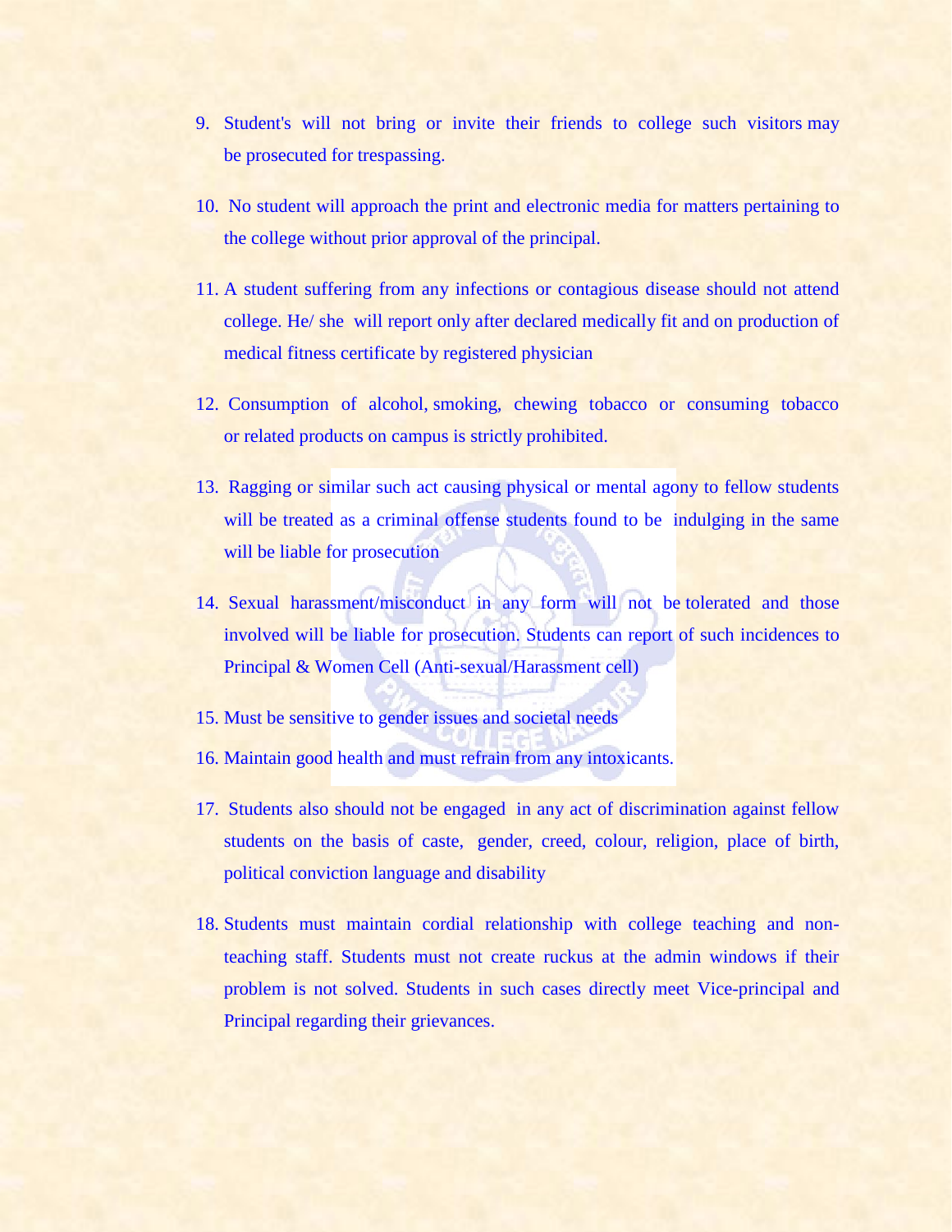9. Student's will not bring or invite their friends to college such visitors may be prosecuted for trespassing.

10. No student will approach the print and electronic media for matters pertaining to the college without prior approval of the principal.

11. A student suffering from any infections or contagious disease should not attend college. He/ she will report only after declared medically fit and on production of medical fitness certificate by registered physician

12. Consumption of alcohol, smoking, chewing tobacco or consuming tobacco or related products on campus is strictly prohibited.

13. Ragging or similar such act causing physical or mental agony to fellow students will be treated as a criminal offense students found to be indulging in the same will be liable for prosecution

14. Sexual harassment/misconduct in any form will not be tolerated and those involved will be liable for prosecution. Students can report of such incidences to Principal & Women Cell (Anti-sexual/Harassment cell)

15. Must be sensitive to gender issues and societal needs

16. Maintain good health and must refrain from any intoxicants.

17. Students also should not be engaged in any act of discrimination against fellow students on the basis of caste, gender, creed, colour, religion, place of birth, political conviction language and disability

18. Students must maintain cordial relationship with college teaching and non-teaching staff. Students must not create ruckus at the admin windows if their problem is not solved. Students in such cases directly meet Vice-principal and Principal regarding their grievances.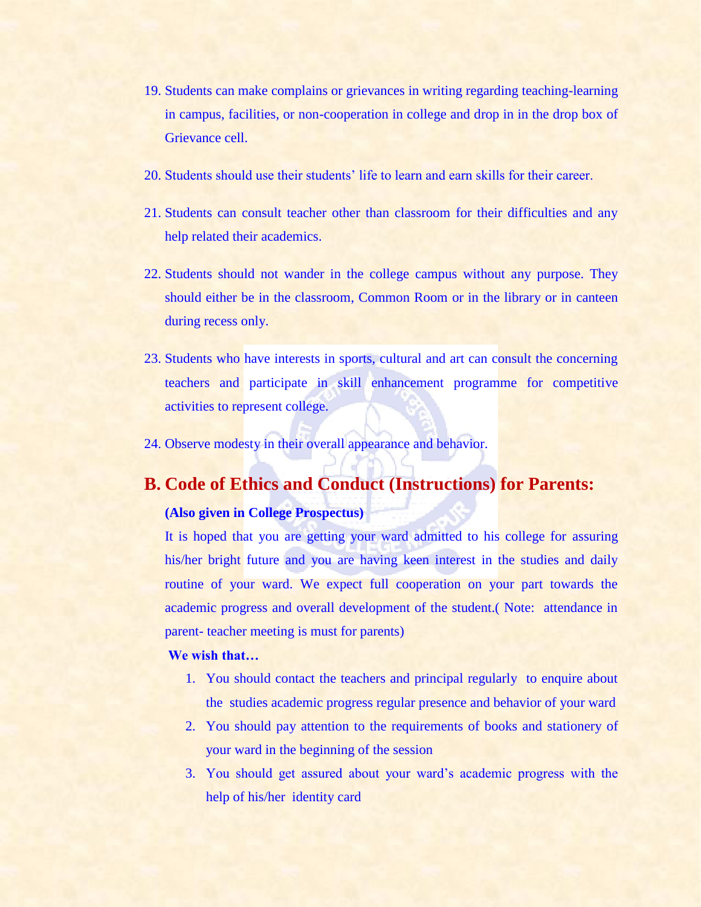19. Students can make complains or grievances in writing regarding teaching-learning in campus, facilities, or non-cooperation in college and drop in in the drop box of Grievance cell.

20. Students should use their students' life to learn and earn skills for their career.

21. Students can consult teacher other than classroom for their difficulties and any help related their academics.

22. Students should not wander in the college campus without any purpose. They should either be in the classroom, Common Room or in the library or in canteen during recess only.

23. Students who have interests in sports, cultural and art can consult the concerning teachers and participate in skill enhancement programme for competitive activities to represent college.

24. Observe modesty in their overall appearance and behavior.

## B. Code of Ethics and Conduct (Instructions) for Parents:

**(Also given in College Prospectus)**

It is hoped that you are getting your ward admitted to his college for assuring his/her bright future and you are having keen interest in the studies and daily routine of your ward. We expect full cooperation on your part towards the academic progress and overall development of the student.( Note: attendance in parent- teacher meeting is must for parents)

**We wish that…**

1. You should contact the teachers and principal regularly to enquire about the studies academic progress regular presence and behavior of your ward
2. You should pay attention to the requirements of books and stationery of your ward in the beginning of the session
3. You should get assured about your ward's academic progress with the help of his/her identity card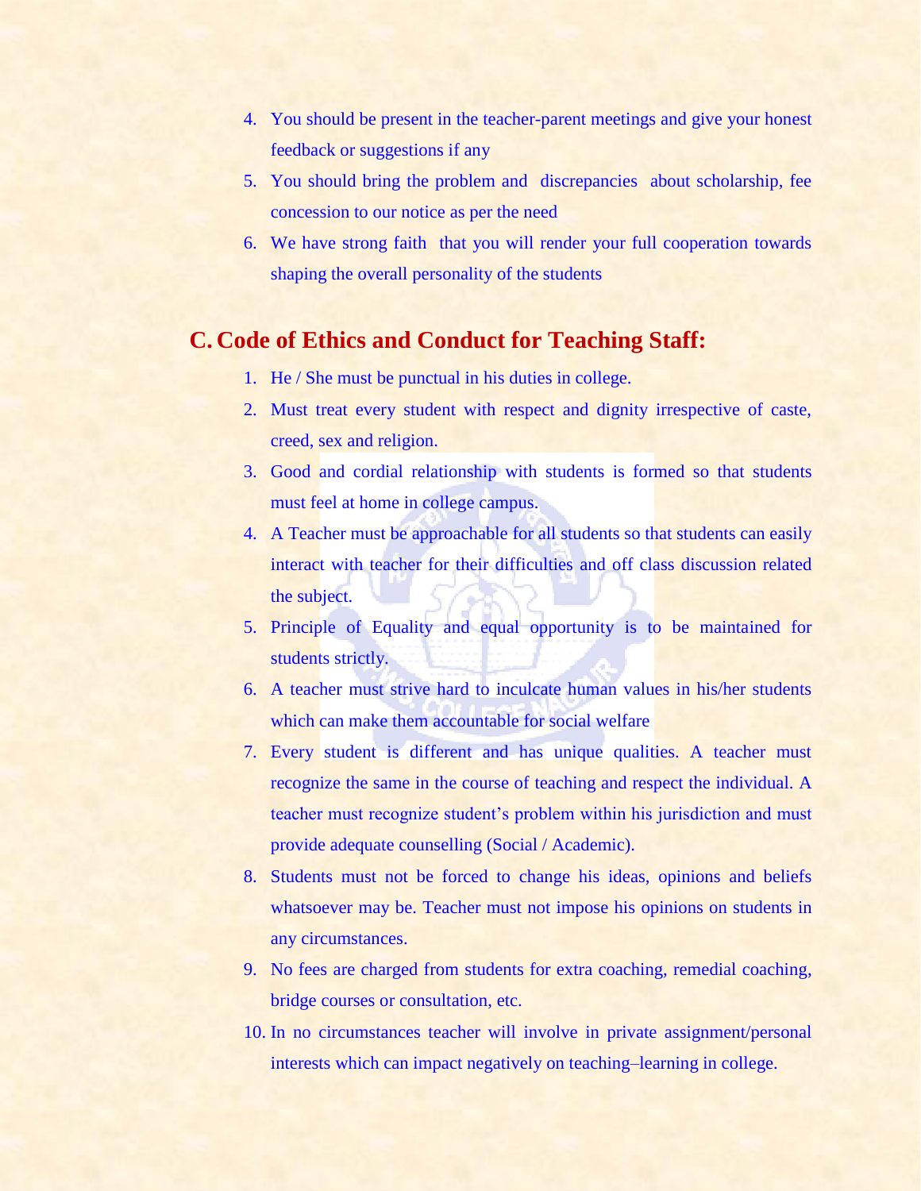4. You should be present in the teacher-parent meetings and give your honest feedback or suggestions if any
5. You should bring the problem and discrepancies about scholarship, fee concession to our notice as per the need
6. We have strong faith that you will render your full cooperation towards shaping the overall personality of the students

## C. Code of Ethics and Conduct for Teaching Staff:

1. He / She must be punctual in his duties in college.
2. Must treat every student with respect and dignity irrespective of caste, creed, sex and religion.
3. Good and cordial relationship with students is formed so that students must feel at home in college campus.
4. A Teacher must be approachable for all students so that students can easily interact with teacher for their difficulties and off class discussion related the subject.
5. Principle of Equality and equal opportunity is to be maintained for students strictly.
6. A teacher must strive hard to inculcate human values in his/her students which can make them accountable for social welfare
7. Every student is different and has unique qualities. A teacher must recognize the same in the course of teaching and respect the individual. A teacher must recognize student's problem within his jurisdiction and must provide adequate counselling (Social / Academic).
8. Students must not be forced to change his ideas, opinions and beliefs whatsoever may be. Teacher must not impose his opinions on students in any circumstances.
9. No fees are charged from students for extra coaching, remedial coaching, bridge courses or consultation, etc.
10. In no circumstances teacher will involve in private assignment/personal interests which can impact negatively on teaching–learning in college.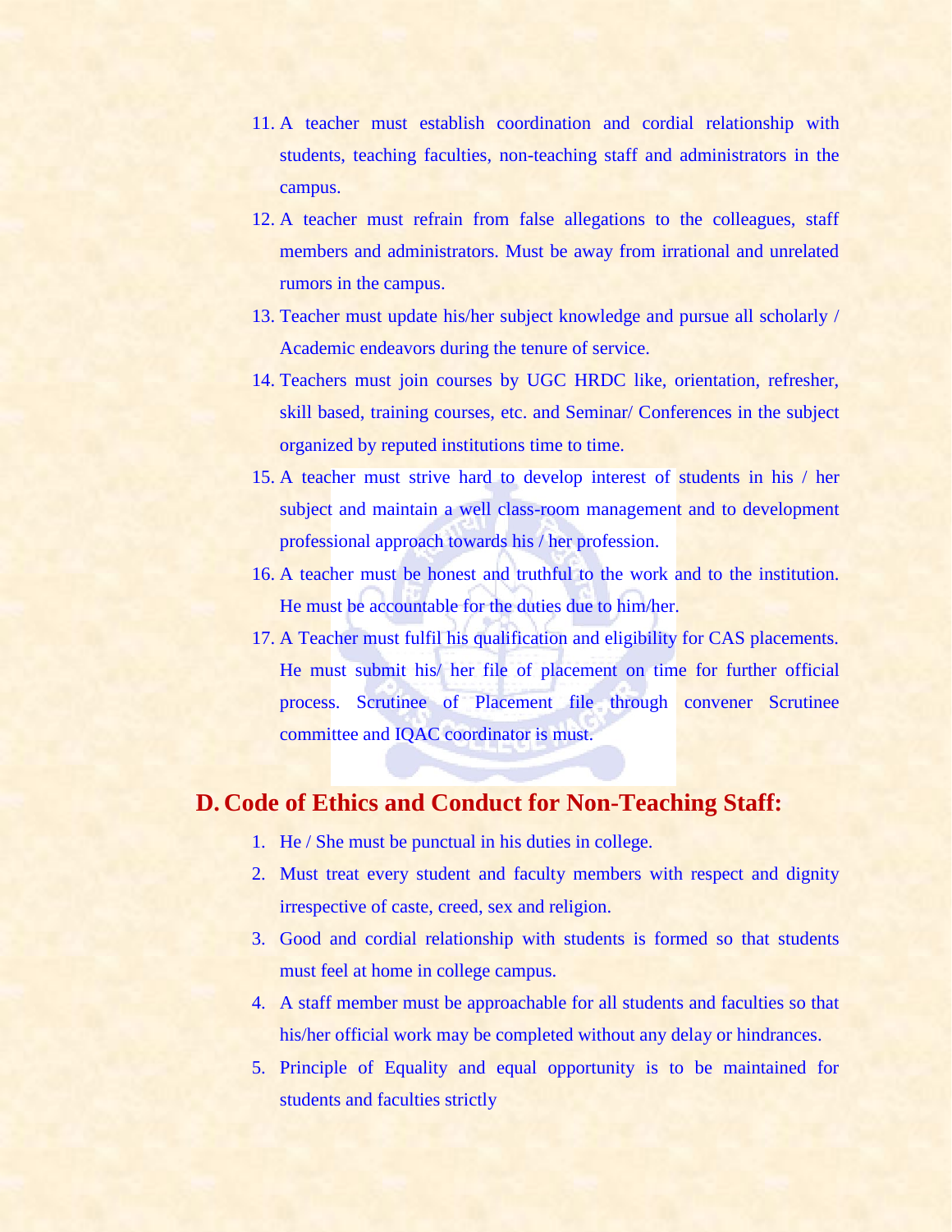11. A teacher must establish coordination and cordial relationship with students, teaching faculties, non-teaching staff and administrators in the campus.
12. A teacher must refrain from false allegations to the colleagues, staff members and administrators. Must be away from irrational and unrelated rumors in the campus.
13. Teacher must update his/her subject knowledge and pursue all scholarly / Academic endeavors during the tenure of service.
14. Teachers must join courses by UGC HRDC like, orientation, refresher, skill based, training courses, etc. and Seminar/ Conferences in the subject organized by reputed institutions time to time.
15. A teacher must strive hard to develop interest of students in his / her subject and maintain a well class-room management and to development professional approach towards his / her profession.
16. A teacher must be honest and truthful to the work and to the institution. He must be accountable for the duties due to him/her.
17. A Teacher must fulfil his qualification and eligibility for CAS placements. He must submit his/ her file of placement on time for further official process. Scrutinee of Placement file through convener Scrutinee committee and IQAC coordinator is must.

## D. Code of Ethics and Conduct for Non-Teaching Staff:

1. He / She must be punctual in his duties in college.
2. Must treat every student and faculty members with respect and dignity irrespective of caste, creed, sex and religion.
3. Good and cordial relationship with students is formed so that students must feel at home in college campus.
4. A staff member must be approachable for all students and faculties so that his/her official work may be completed without any delay or hindrances.
5. Principle of Equality and equal opportunity is to be maintained for students and faculties strictly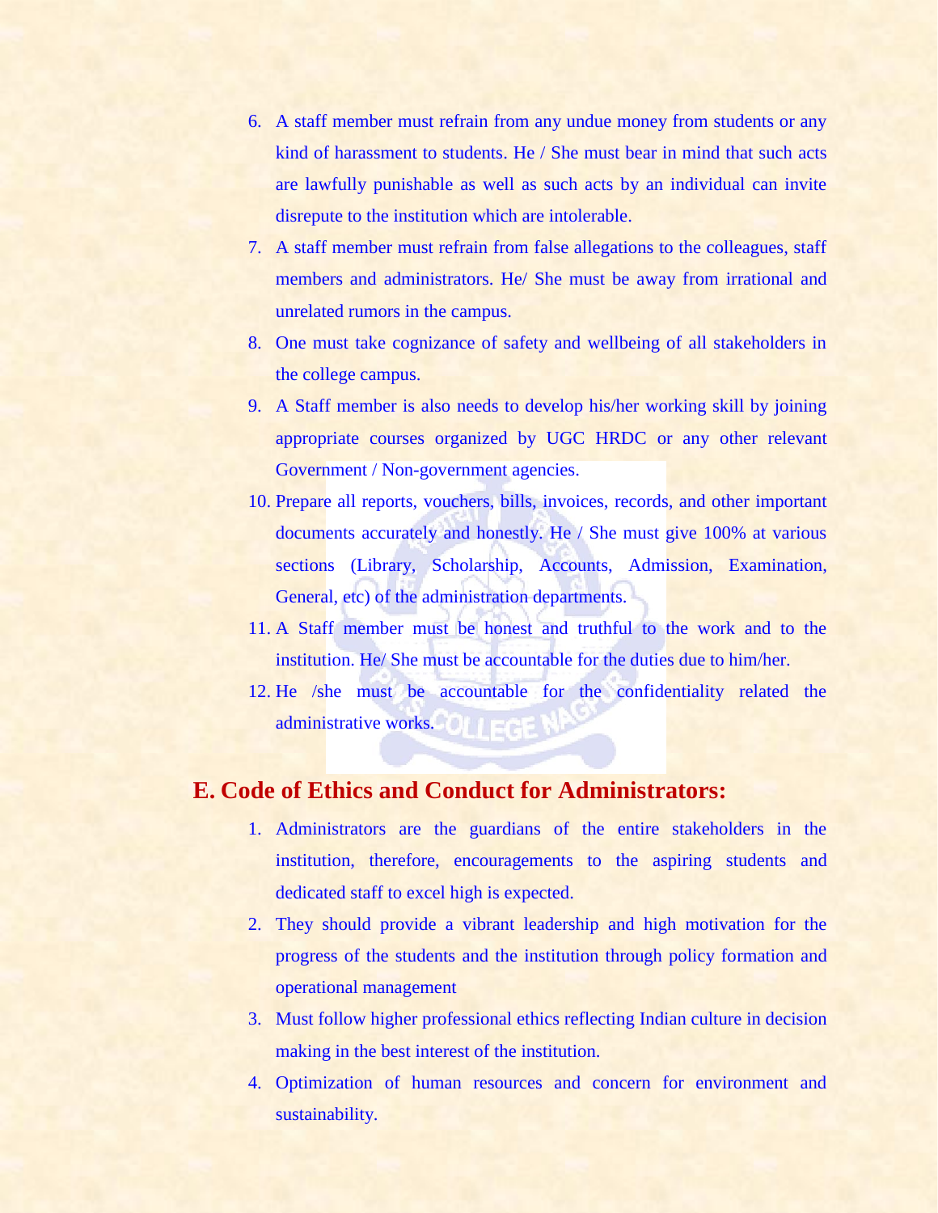6. A staff member must refrain from any undue money from students or any kind of harassment to students. He / She must bear in mind that such acts are lawfully punishable as well as such acts by an individual can invite disrepute to the institution which are intolerable.
7. A staff member must refrain from false allegations to the colleagues, staff members and administrators. He/ She must be away from irrational and unrelated rumors in the campus.
8. One must take cognizance of safety and wellbeing of all stakeholders in the college campus.
9. A Staff member is also needs to develop his/her working skill by joining appropriate courses organized by UGC HRDC or any other relevant Government / Non-government agencies.
10. Prepare all reports, vouchers, bills, invoices, records, and other important documents accurately and honestly. He / She must give 100% at various sections (Library, Scholarship, Accounts, Admission, Examination, General, etc) of the administration departments.
11. A Staff member must be honest and truthful to the work and to the institution. He/ She must be accountable for the duties due to him/her.
12. He /she must be accountable for the confidentiality related the administrative works.

## E. Code of Ethics and Conduct for Administrators:

1. Administrators are the guardians of the entire stakeholders in the institution, therefore, encouragements to the aspiring students and dedicated staff to excel high is expected.
2. They should provide a vibrant leadership and high motivation for the progress of the students and the institution through policy formation and operational management
3. Must follow higher professional ethics reflecting Indian culture in decision making in the best interest of the institution.
4. Optimization of human resources and concern for environment and sustainability.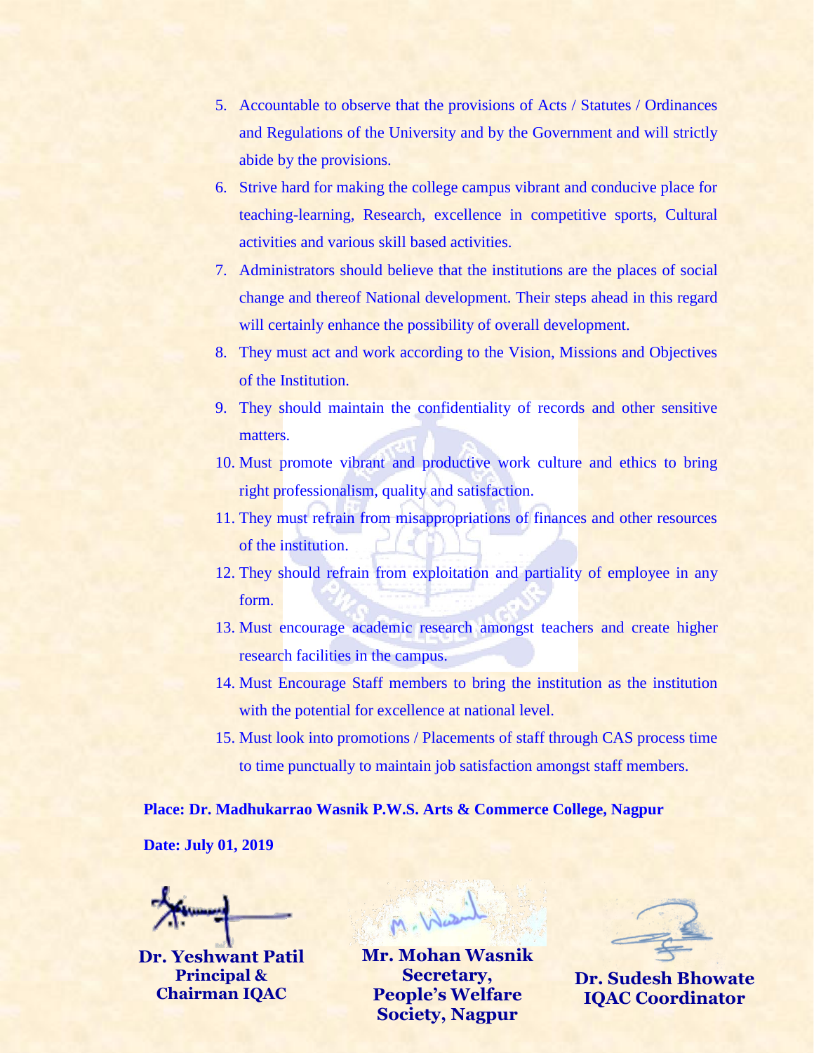5. Accountable to observe that the provisions of Acts / Statutes / Ordinances and Regulations of the University and by the Government and will strictly abide by the provisions.
6. Strive hard for making the college campus vibrant and conducive place for teaching-learning, Research, excellence in competitive sports, Cultural activities and various skill based activities.
7. Administrators should believe that the institutions are the places of social change and thereof National development. Their steps ahead in this regard will certainly enhance the possibility of overall development.
8. They must act and work according to the Vision, Missions and Objectives of the Institution.
9. They should maintain the confidentiality of records and other sensitive matters.
10. Must promote vibrant and productive work culture and ethics to bring right professionalism, quality and satisfaction.
11. They must refrain from misappropriations of finances and other resources of the institution.
12. They should refrain from exploitation and partiality of employee in any form.
13. Must encourage academic research amongst teachers and create higher research facilities in the campus.
14. Must Encourage Staff members to bring the institution as the institution with the potential for excellence at national level.
15. Must look into promotions / Placements of staff through CAS process time to time punctually to maintain job satisfaction amongst staff members.

**Place: Dr. Madhukarrao Wasnik P.W.S. Arts & Commerce College, Nagpur**

**Date: July 01, 2019**

**Dr. Yeshwant Patil**
**Principal &**
**Chairman IQAC**

**Mr. Mohan Wasnik**
**Secretary,**
**People's Welfare**
**Society, Nagpur**

**Dr. Sudesh Bhowate**
**IQAC Coordinator**